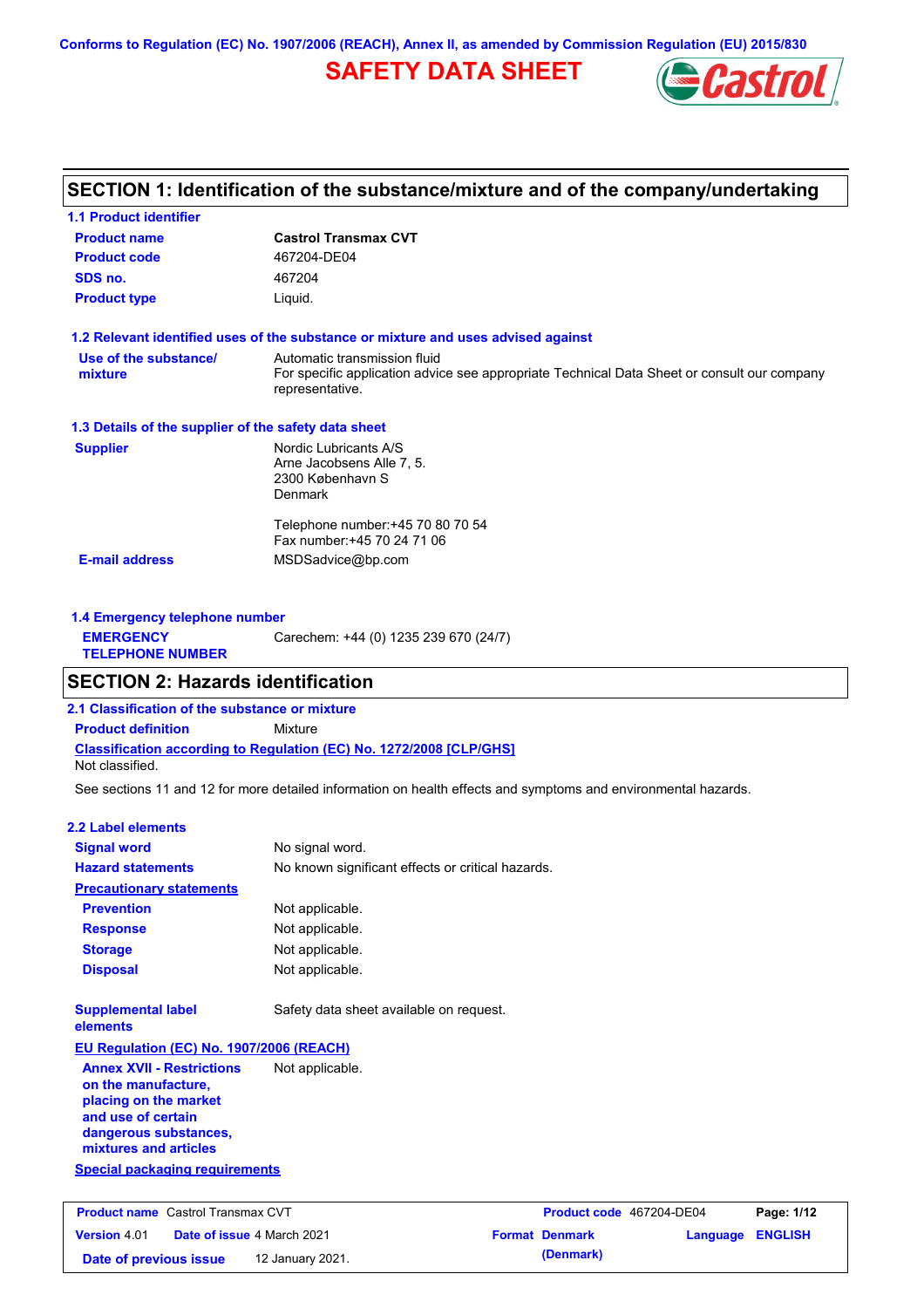Conforms to Regulation (EC) No. 1907/2006 (REACH), Annex II, as amended by Commission Regulation (EU) 2015/830

# SAFETY DATA SHEET

## SECTION 1: Identification of the substance/mixture and of the company/undertaking

### 1.1 Product identifier

| | |
|---|---|
| **Product name** | **Castrol Transmax CVT** |
| **Product code** | 467204-DE04 |
| **SDS no.** | 467204 |
| **Product type** | Liquid. |

### 1.2 Relevant identified uses of the substance or mixture and uses advised against

| | |
|---|---|
| **Use of the substance/ mixture** | Automatic transmission fluid<br>For specific application advice see appropriate Technical Data Sheet or consult our company representative. |

### 1.3 Details of the supplier of the safety data sheet

| | |
|---|---|
| **Supplier** | Nordic Lubricants A/S<br>Arne Jacobsens Alle 7, 5.<br>2300 København S<br>Denmark<br><br>Telephone number:+45 70 80 70 54<br>Fax number:+45 70 24 71 06 |
| **E-mail address** | MSDSadvice@bp.com |

### 1.4 Emergency telephone number

| | |
|---|---|
| **EMERGENCY TELEPHONE NUMBER** | Carechem: +44 (0) 1235 239 670 (24/7) |

## SECTION 2: Hazards identification

### 2.1 Classification of the substance or mixture

**Product definition** Mixture

**Classification according to Regulation (EC) No. 1272/2008 [CLP/GHS]**

Not classified.

See sections 11 and 12 for more detailed information on health effects and symptoms and environmental hazards.

### 2.2 Label elements

| | |
|---|---|
| **Signal word** | No signal word. |
| **Hazard statements** | No known significant effects or critical hazards. |

**Precautionary statements**

| | |
|---|---|
| **Prevention** | Not applicable. |
| **Response** | Not applicable. |
| **Storage** | Not applicable. |
| **Disposal** | Not applicable. |

| | |
|---|---|
| **Supplemental label elements** | Safety data sheet available on request. |

**EU Regulation (EC) No. 1907/2006 (REACH)**

| | |
|---|---|
| **Annex XVII - Restrictions on the manufacture, placing on the market and use of certain dangerous substances, mixtures and articles** | Not applicable. |

**Special packaging requirements**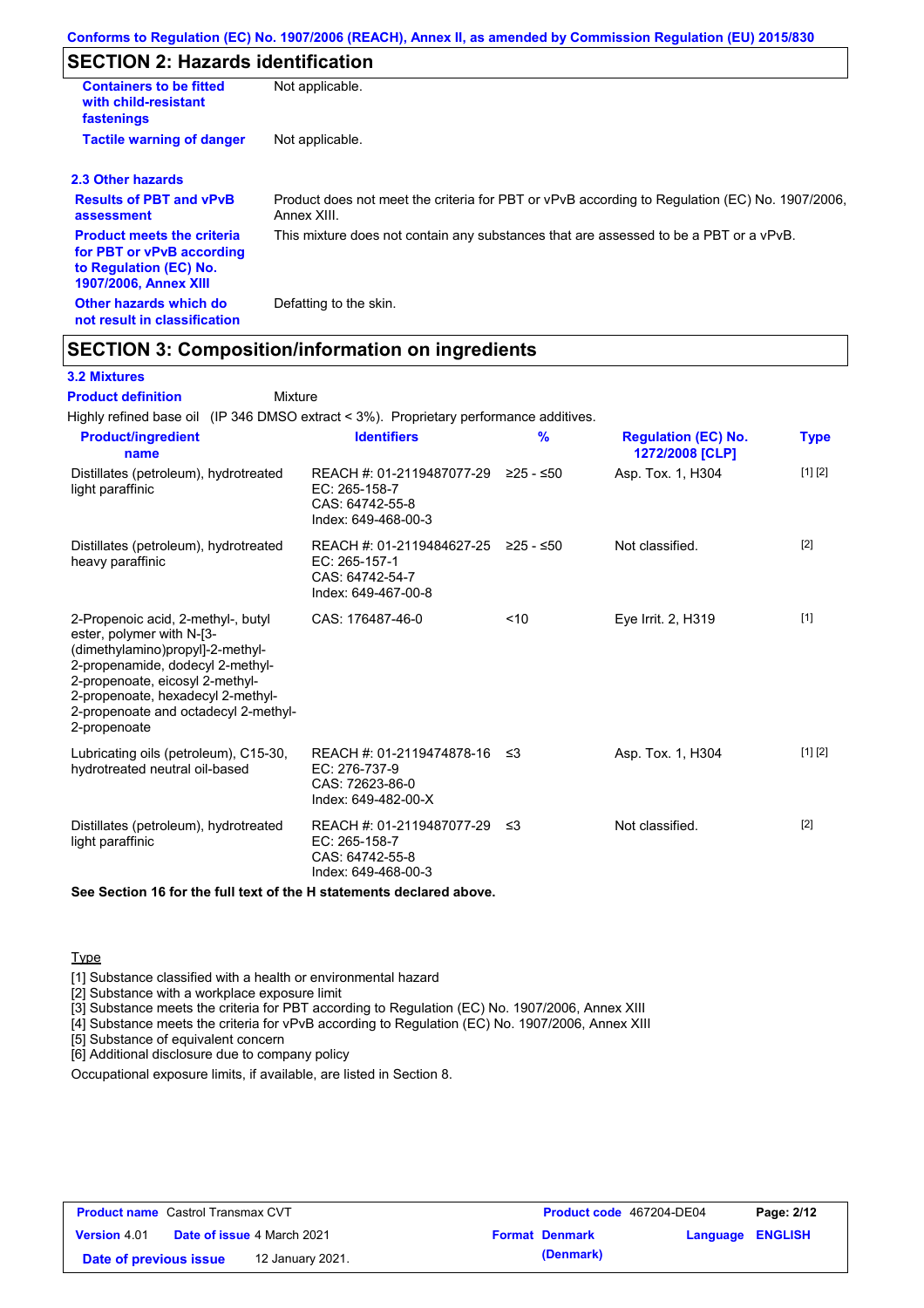## SECTION 2: Hazards identification

| | |
|---|---|
| **Containers to be fitted with child-resistant fastenings** | Not applicable. |
| **Tactile warning of danger** | Not applicable. |

### 2.3 Other hazards

| | |
|---|---|
| **Results of PBT and vPvB assessment** | Product does not meet the criteria for PBT or vPvB according to Regulation (EC) No. 1907/2006, Annex XIII. |
| **Product meets the criteria for PBT or vPvB according to Regulation (EC) No. 1907/2006, Annex XIII** | This mixture does not contain any substances that are assessed to be a PBT or a vPvB. |
| **Other hazards which do not result in classification** | Defatting to the skin. |

## SECTION 3: Composition/information on ingredients

### 3.2 Mixtures

**Product definition** Mixture

Highly refined base oil (IP 346 DMSO extract < 3%). Proprietary performance additives.

| Product/ingredient name | Identifiers | % | Regulation (EC) No. 1272/2008 [CLP] | Type |
|---|---|---|---|---|
| Distillates (petroleum), hydrotreated light paraffinic | REACH #: 01-2119487077-29<br>EC: 265-158-7<br>CAS: 64742-55-8<br>Index: 649-468-00-3 | ≥25 - ≤50 | Asp. Tox. 1, H304 | [1] [2] |
| Distillates (petroleum), hydrotreated heavy paraffinic | REACH #: 01-2119484627-25<br>EC: 265-157-1<br>CAS: 64742-54-7<br>Index: 649-467-00-8 | ≥25 - ≤50 | Not classified. | [2] |
| 2-Propenoic acid, 2-methyl-, butyl ester, polymer with N-[3-(dimethylamino)propyl]-2-methyl-2-propenamide, dodecyl 2-methyl-2-propenoate, eicosyl 2-methyl-2-propenoate, hexadecyl 2-methyl-2-propenoate and octadecyl 2-methyl-2-propenoate | CAS: 176487-46-0 | <10 | Eye Irrit. 2, H319 | [1] |
| Lubricating oils (petroleum), C15-30, hydrotreated neutral oil-based | REACH #: 01-2119474878-16<br>EC: 276-737-9<br>CAS: 72623-86-0<br>Index: 649-482-00-X | ≤3 | Asp. Tox. 1, H304 | [1] [2] |
| Distillates (petroleum), hydrotreated light paraffinic | REACH #: 01-2119487077-29<br>EC: 265-158-7<br>CAS: 64742-55-8<br>Index: 649-468-00-3 | ≤3 | Not classified. | [2] |

**See Section 16 for the full text of the H statements declared above.**

Type

[1] Substance classified with a health or environmental hazard
[2] Substance with a workplace exposure limit
[3] Substance meets the criteria for PBT according to Regulation (EC) No. 1907/2006, Annex XIII
[4] Substance meets the criteria for vPvB according to Regulation (EC) No. 1907/2006, Annex XIII
[5] Substance of equivalent concern
[6] Additional disclosure due to company policy

Occupational exposure limits, if available, are listed in Section 8.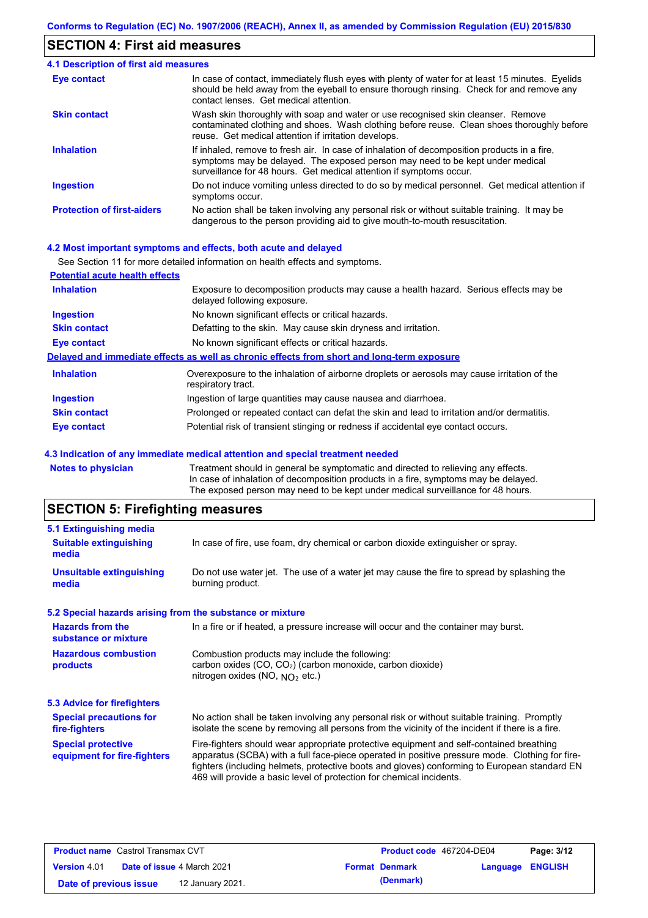## SECTION 4: First aid measures

### 4.1 Description of first aid measures

| | |
|---|---|
| **Eye contact** | In case of contact, immediately flush eyes with plenty of water for at least 15 minutes. Eyelids should be held away from the eyeball to ensure thorough rinsing. Check for and remove any contact lenses. Get medical attention. |
| **Skin contact** | Wash skin thoroughly with soap and water or use recognised skin cleanser. Remove contaminated clothing and shoes. Wash clothing before reuse. Clean shoes thoroughly before reuse. Get medical attention if irritation develops. |
| **Inhalation** | If inhaled, remove to fresh air. In case of inhalation of decomposition products in a fire, symptoms may be delayed. The exposed person may need to be kept under medical surveillance for 48 hours. Get medical attention if symptoms occur. |
| **Ingestion** | Do not induce vomiting unless directed to do so by medical personnel. Get medical attention if symptoms occur. |
| **Protection of first-aiders** | No action shall be taken involving any personal risk or without suitable training. It may be dangerous to the person providing aid to give mouth-to-mouth resuscitation. |

### 4.2 Most important symptoms and effects, both acute and delayed

See Section 11 for more detailed information on health effects and symptoms.

**Potential acute health effects**

| | |
|---|---|
| **Inhalation** | Exposure to decomposition products may cause a health hazard. Serious effects may be delayed following exposure. |
| **Ingestion** | No known significant effects or critical hazards. |
| **Skin contact** | Defatting to the skin. May cause skin dryness and irritation. |
| **Eye contact** | No known significant effects or critical hazards. |

**Delayed and immediate effects as well as chronic effects from short and long-term exposure**

| | |
|---|---|
| **Inhalation** | Overexposure to the inhalation of airborne droplets or aerosols may cause irritation of the respiratory tract. |
| **Ingestion** | Ingestion of large quantities may cause nausea and diarrhoea. |
| **Skin contact** | Prolonged or repeated contact can defat the skin and lead to irritation and/or dermatitis. |
| **Eye contact** | Potential risk of transient stinging or redness if accidental eye contact occurs. |

### 4.3 Indication of any immediate medical attention and special treatment needed

| | |
|---|---|
| **Notes to physician** | Treatment should in general be symptomatic and directed to relieving any effects. In case of inhalation of decomposition products in a fire, symptoms may be delayed. The exposed person may need to be kept under medical surveillance for 48 hours. |

## SECTION 5: Firefighting measures

### 5.1 Extinguishing media

| | |
|---|---|
| **Suitable extinguishing media** | In case of fire, use foam, dry chemical or carbon dioxide extinguisher or spray. |
| **Unsuitable extinguishing media** | Do not use water jet. The use of a water jet may cause the fire to spread by splashing the burning product. |

### 5.2 Special hazards arising from the substance or mixture

| | |
|---|---|
| **Hazards from the substance or mixture** | In a fire or if heated, a pressure increase will occur and the container may burst. |
| **Hazardous combustion products** | Combustion products may include the following: carbon oxides (CO, $CO_2$) (carbon monoxide, carbon dioxide) nitrogen oxides (NO, $NO_2$ etc.) |

### 5.3 Advice for firefighters

| | |
|---|---|
| **Special precautions for fire-fighters** | No action shall be taken involving any personal risk or without suitable training. Promptly isolate the scene by removing all persons from the vicinity of the incident if there is a fire. |
| **Special protective equipment for fire-fighters** | Fire-fighters should wear appropriate protective equipment and self-contained breathing apparatus (SCBA) with a full face-piece operated in positive pressure mode. Clothing for fire-fighters (including helmets, protective boots and gloves) conforming to European standard EN 469 will provide a basic level of protection for chemical incidents. |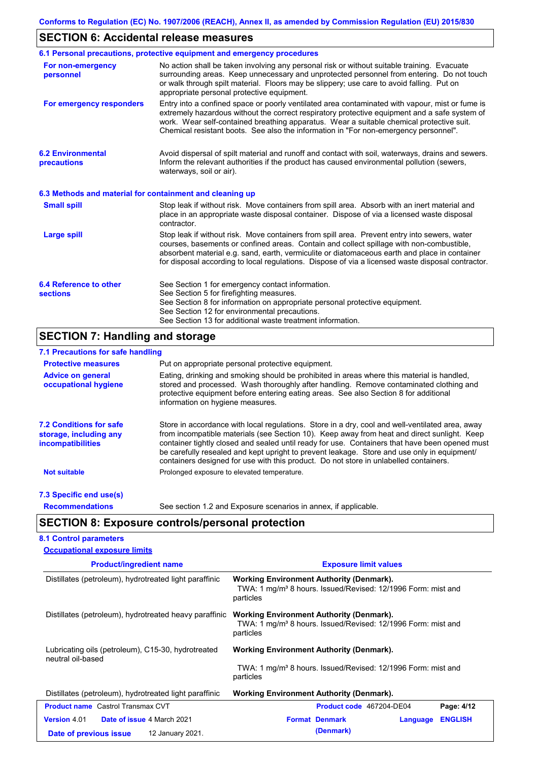## SECTION 6: Accidental release measures

### 6.1 Personal precautions, protective equipment and emergency procedures

**For non-emergency personnel**

No action shall be taken involving any personal risk or without suitable training. Evacuate surrounding areas. Keep unnecessary and unprotected personnel from entering. Do not touch or walk through spilt material. Floors may be slippery; use care to avoid falling. Put on appropriate personal protective equipment.

**For emergency responders**

Entry into a confined space or poorly ventilated area contaminated with vapour, mist or fume is extremely hazardous without the correct respiratory protective equipment and a safe system of work. Wear self-contained breathing apparatus. Wear a suitable chemical protective suit. Chemical resistant boots. See also the information in "For non-emergency personnel".

### 6.2 Environmental precautions

Avoid dispersal of spilt material and runoff and contact with soil, waterways, drains and sewers. Inform the relevant authorities if the product has caused environmental pollution (sewers, waterways, soil or air).

### 6.3 Methods and material for containment and cleaning up

**Small spill**

Stop leak if without risk. Move containers from spill area. Absorb with an inert material and place in an appropriate waste disposal container. Dispose of via a licensed waste disposal contractor.

**Large spill**

Stop leak if without risk. Move containers from spill area. Prevent entry into sewers, water courses, basements or confined areas. Contain and collect spillage with non-combustible, absorbent material e.g. sand, earth, vermiculite or diatomaceous earth and place in container for disposal according to local regulations. Dispose of via a licensed waste disposal contractor.

### 6.4 Reference to other sections

See Section 1 for emergency contact information.
See Section 5 for firefighting measures.
See Section 8 for information on appropriate personal protective equipment.
See Section 12 for environmental precautions.
See Section 13 for additional waste treatment information.

## SECTION 7: Handling and storage

### 7.1 Precautions for safe handling

**Protective measures**

Put on appropriate personal protective equipment.

**Advice on general occupational hygiene**

Eating, drinking and smoking should be prohibited in areas where this material is handled, stored and processed. Wash thoroughly after handling. Remove contaminated clothing and protective equipment before entering eating areas. See also Section 8 for additional information on hygiene measures.

### 7.2 Conditions for safe storage, including any incompatibilities

Store in accordance with local regulations. Store in a dry, cool and well-ventilated area, away from incompatible materials (see Section 10). Keep away from heat and direct sunlight. Keep container tightly closed and sealed until ready for use. Containers that have been opened must be carefully resealed and kept upright to prevent leakage. Store and use only in equipment/ containers designed for use with this product. Do not store in unlabelled containers.

**Not suitable**

Prolonged exposure to elevated temperature.

### 7.3 Specific end use(s)

**Recommendations**

See section 1.2 and Exposure scenarios in annex, if applicable.

## SECTION 8: Exposure controls/personal protection

### 8.1 Control parameters

**Occupational exposure limits**

| Product/ingredient name | Exposure limit values |
|---|---|
| Distillates (petroleum), hydrotreated light paraffinic | **Working Environment Authority (Denmark).** TWA: 1 mg/m³ 8 hours. Issued/Revised: 12/1996 Form: mist and particles |
| Distillates (petroleum), hydrotreated heavy paraffinic | **Working Environment Authority (Denmark).** TWA: 1 mg/m³ 8 hours. Issued/Revised: 12/1996 Form: mist and particles |
| Lubricating oils (petroleum), C15-30, hydrotreated neutral oil-based | **Working Environment Authority (Denmark).** TWA: 1 mg/m³ 8 hours. Issued/Revised: 12/1996 Form: mist and particles |
| Distillates (petroleum), hydrotreated light paraffinic | **Working Environment Authority (Denmark).** |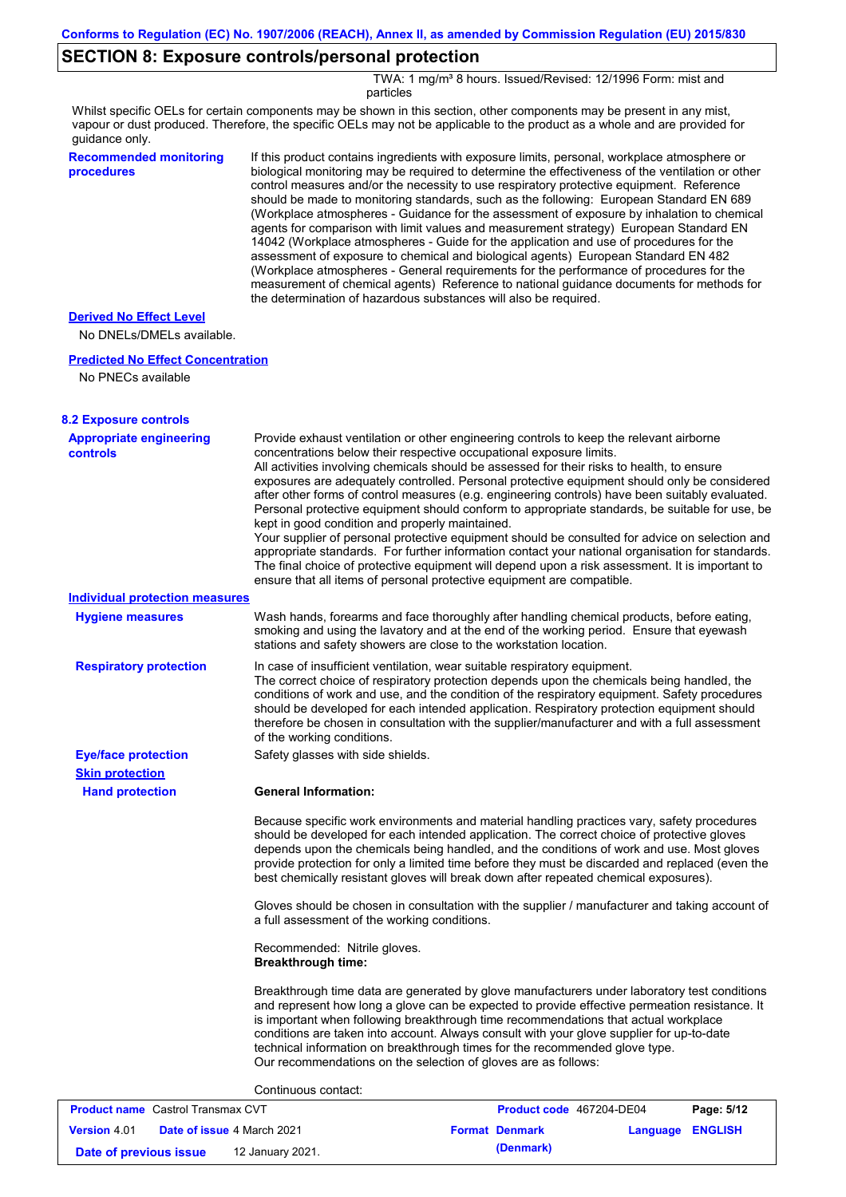## SECTION 8: Exposure controls/personal protection

TWA: 1 mg/m³ 8 hours. Issued/Revised: 12/1996 Form: mist and particles

Whilst specific OELs for certain components may be shown in this section, other components may be present in any mist, vapour or dust produced. Therefore, the specific OELs may not be applicable to the product as a whole and are provided for guidance only.

**Recommended monitoring procedures**

If this product contains ingredients with exposure limits, personal, workplace atmosphere or biological monitoring may be required to determine the effectiveness of the ventilation or other control measures and/or the necessity to use respiratory protective equipment. Reference should be made to monitoring standards, such as the following: European Standard EN 689 (Workplace atmospheres - Guidance for the assessment of exposure by inhalation to chemical agents for comparison with limit values and measurement strategy) European Standard EN 14042 (Workplace atmospheres - Guide for the application and use of procedures for the assessment of exposure to chemical and biological agents) European Standard EN 482 (Workplace atmospheres - General requirements for the performance of procedures for the measurement of chemical agents) Reference to national guidance documents for methods for the determination of hazardous substances will also be required.

**Derived No Effect Level**

No DNELs/DMELs available.

**Predicted No Effect Concentration**

No PNECs available

### 8.2 Exposure controls

**Appropriate engineering controls**

Provide exhaust ventilation or other engineering controls to keep the relevant airborne concentrations below their respective occupational exposure limits.
All activities involving chemicals should be assessed for their risks to health, to ensure exposures are adequately controlled. Personal protective equipment should only be considered after other forms of control measures (e.g. engineering controls) have been suitably evaluated. Personal protective equipment should conform to appropriate standards, be suitable for use, be kept in good condition and properly maintained.
Your supplier of personal protective equipment should be consulted for advice on selection and appropriate standards. For further information contact your national organisation for standards.
The final choice of protective equipment will depend upon a risk assessment. It is important to ensure that all items of personal protective equipment are compatible.

**Individual protection measures**

**Hygiene measures**

Wash hands, forearms and face thoroughly after handling chemical products, before eating, smoking and using the lavatory and at the end of the working period. Ensure that eyewash stations and safety showers are close to the workstation location.

**Respiratory protection**

In case of insufficient ventilation, wear suitable respiratory equipment.
The correct choice of respiratory protection depends upon the chemicals being handled, the conditions of work and use, and the condition of the respiratory equipment. Safety procedures should be developed for each intended application. Respiratory protection equipment should therefore be chosen in consultation with the supplier/manufacturer and with a full assessment of the working conditions.

**Eye/face protection**

Safety glasses with side shields.

**Skin protection**

**Hand protection**

**General Information:**

Because specific work environments and material handling practices vary, safety procedures should be developed for each intended application. The correct choice of protective gloves depends upon the chemicals being handled, and the conditions of work and use. Most gloves provide protection for only a limited time before they must be discarded and replaced (even the best chemically resistant gloves will break down after repeated chemical exposures).

Gloves should be chosen in consultation with the supplier / manufacturer and taking account of a full assessment of the working conditions.

Recommended: Nitrile gloves.
**Breakthrough time:**

Breakthrough time data are generated by glove manufacturers under laboratory test conditions and represent how long a glove can be expected to provide effective permeation resistance. It is important when following breakthrough time recommendations that actual workplace conditions are taken into account. Always consult with your glove supplier for up-to-date technical information on breakthrough times for the recommended glove type.
Our recommendations on the selection of gloves are as follows:

Continuous contact: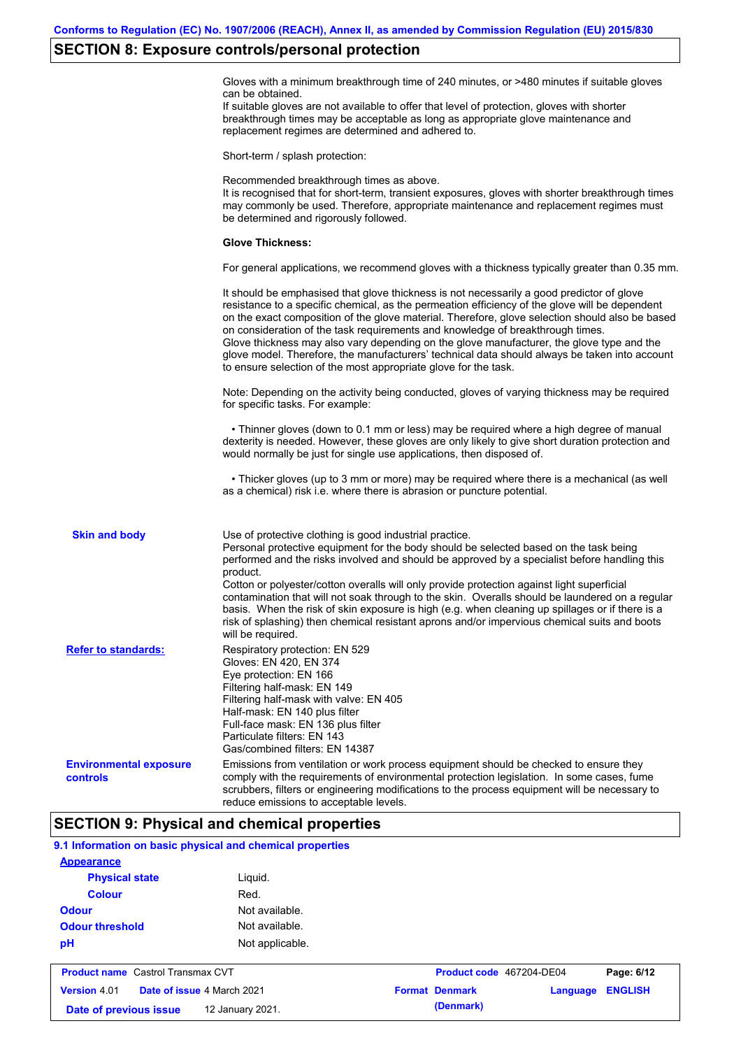## SECTION 8: Exposure controls/personal protection

Gloves with a minimum breakthrough time of 240 minutes, or >480 minutes if suitable gloves can be obtained.
If suitable gloves are not available to offer that level of protection, gloves with shorter breakthrough times may be acceptable as long as appropriate glove maintenance and replacement regimes are determined and adhered to.

Short-term / splash protection:

Recommended breakthrough times as above.
It is recognised that for short-term, transient exposures, gloves with shorter breakthrough times may commonly be used. Therefore, appropriate maintenance and replacement regimes must be determined and rigorously followed.

**Glove Thickness:**

For general applications, we recommend gloves with a thickness typically greater than 0.35 mm.

It should be emphasised that glove thickness is not necessarily a good predictor of glove resistance to a specific chemical, as the permeation efficiency of the glove will be dependent on the exact composition of the glove material. Therefore, glove selection should also be based on consideration of the task requirements and knowledge of breakthrough times.
Glove thickness may also vary depending on the glove manufacturer, the glove type and the glove model. Therefore, the manufacturers' technical data should always be taken into account to ensure selection of the most appropriate glove for the task.

Note: Depending on the activity being conducted, gloves of varying thickness may be required for specific tasks. For example:

- Thinner gloves (down to 0.1 mm or less) may be required where a high degree of manual dexterity is needed. However, these gloves are only likely to give short duration protection and would normally be just for single use applications, then disposed of.

- Thicker gloves (up to 3 mm or more) may be required where there is a mechanical (as well as a chemical) risk i.e. where there is abrasion or puncture potential.

**Skin and body**

Use of protective clothing is good industrial practice.
Personal protective equipment for the body should be selected based on the task being performed and the risks involved and should be approved by a specialist before handling this product.
Cotton or polyester/cotton overalls will only provide protection against light superficial contamination that will not soak through to the skin. Overalls should be laundered on a regular basis. When the risk of skin exposure is high (e.g. when cleaning up spillages or if there is a risk of splashing) then chemical resistant aprons and/or impervious chemical suits and boots will be required.

**Refer to standards:**

Respiratory protection: EN 529
Gloves: EN 420, EN 374
Eye protection: EN 166
Filtering half-mask: EN 149
Filtering half-mask with valve: EN 405
Half-mask: EN 140 plus filter
Full-face mask: EN 136 plus filter
Particulate filters: EN 143
Gas/combined filters: EN 14387

**Environmental exposure controls**

Emissions from ventilation or work process equipment should be checked to ensure they comply with the requirements of environmental protection legislation. In some cases, fume scrubbers, filters or engineering modifications to the process equipment will be necessary to reduce emissions to acceptable levels.

## SECTION 9: Physical and chemical properties

### 9.1 Information on basic physical and chemical properties

**Appearance**

| | |
|---|---|
| **Physical state** | Liquid. |
| **Colour** | Red. |
| **Odour** | Not available. |
| **Odour threshold** | Not available. |
| **pH** | Not applicable. |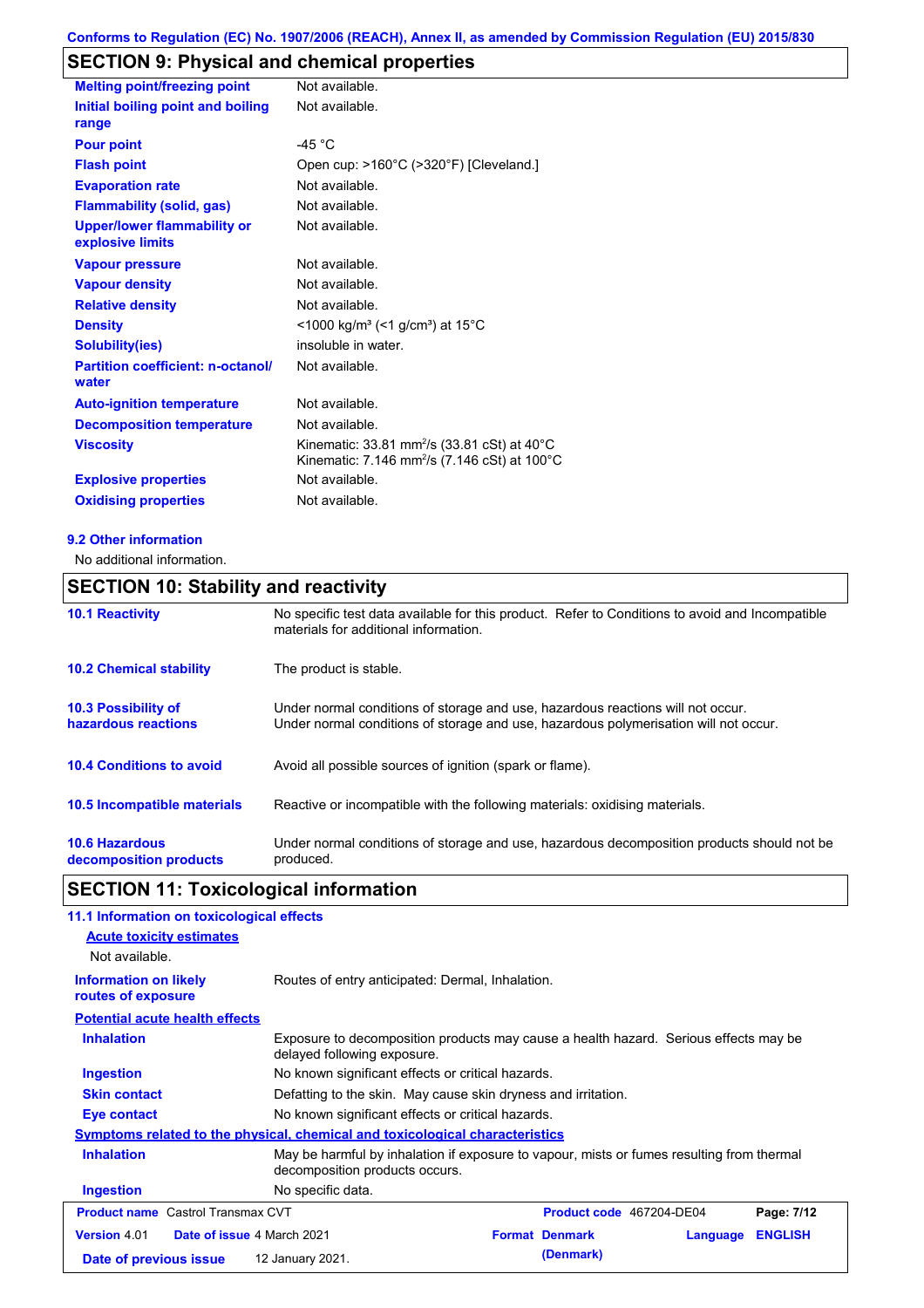Conforms to Regulation (EC) No. 1907/2006 (REACH), Annex II, as amended by Commission Regulation (EU) 2015/830

## SECTION 9: Physical and chemical properties

| | |
|---|---|
| **Melting point/freezing point** | Not available. |
| **Initial boiling point and boiling range** | Not available. |
| **Pour point** | -45 °C |
| **Flash point** | Open cup: >160°C (>320°F) [Cleveland.] |
| **Evaporation rate** | Not available. |
| **Flammability (solid, gas)** | Not available. |
| **Upper/lower flammability or explosive limits** | Not available. |
| **Vapour pressure** | Not available. |
| **Vapour density** | Not available. |
| **Relative density** | Not available. |
| **Density** | <1000 kg/m³ (<1 g/cm³) at 15°C |
| **Solubility(ies)** | insoluble in water. |
| **Partition coefficient: n-octanol/ water** | Not available. |
| **Auto-ignition temperature** | Not available. |
| **Decomposition temperature** | Not available. |
| **Viscosity** | Kinematic: 33.81 $mm^2/s$ (33.81 cSt) at 40°C<br>Kinematic: 7.146 $mm^2/s$ (7.146 cSt) at 100°C |
| **Explosive properties** | Not available. |
| **Oxidising properties** | Not available. |

### 9.2 Other information

No additional information.

## SECTION 10: Stability and reactivity

| | |
|---|---|
| **10.1 Reactivity** | No specific test data available for this product. Refer to Conditions to avoid and Incompatible materials for additional information. |
| **10.2 Chemical stability** | The product is stable. |
| **10.3 Possibility of hazardous reactions** | Under normal conditions of storage and use, hazardous reactions will not occur.<br>Under normal conditions of storage and use, hazardous polymerisation will not occur. |
| **10.4 Conditions to avoid** | Avoid all possible sources of ignition (spark or flame). |
| **10.5 Incompatible materials** | Reactive or incompatible with the following materials: oxidising materials. |
| **10.6 Hazardous decomposition products** | Under normal conditions of storage and use, hazardous decomposition products should not be produced. |

## SECTION 11: Toxicological information

### 11.1 Information on toxicological effects

**Acute toxicity estimates**

Not available.

| | |
|---|---|
| **Information on likely routes of exposure** | Routes of entry anticipated: Dermal, Inhalation. |

**Potential acute health effects**

| | |
|---|---|
| **Inhalation** | Exposure to decomposition products may cause a health hazard. Serious effects may be delayed following exposure. |
| **Ingestion** | No known significant effects or critical hazards. |
| **Skin contact** | Defatting to the skin. May cause skin dryness and irritation. |
| **Eye contact** | No known significant effects or critical hazards. |

**Symptoms related to the physical, chemical and toxicological characteristics**

| | |
|---|---|
| **Inhalation** | May be harmful by inhalation if exposure to vapour, mists or fumes resulting from thermal decomposition products occurs. |
| **Ingestion** | No specific data. |

| | | | |
|---|---|---|---|
| **Product name** Castrol Transmax CVT | | **Product code** 467204-DE04 | |
| **Version** 4.01 | **Date of issue** 4 March 2021 | **Format** Denmark (Denmark) | **Language** ENGLISH |
| **Date of previous issue** | 12 January 2021. | | |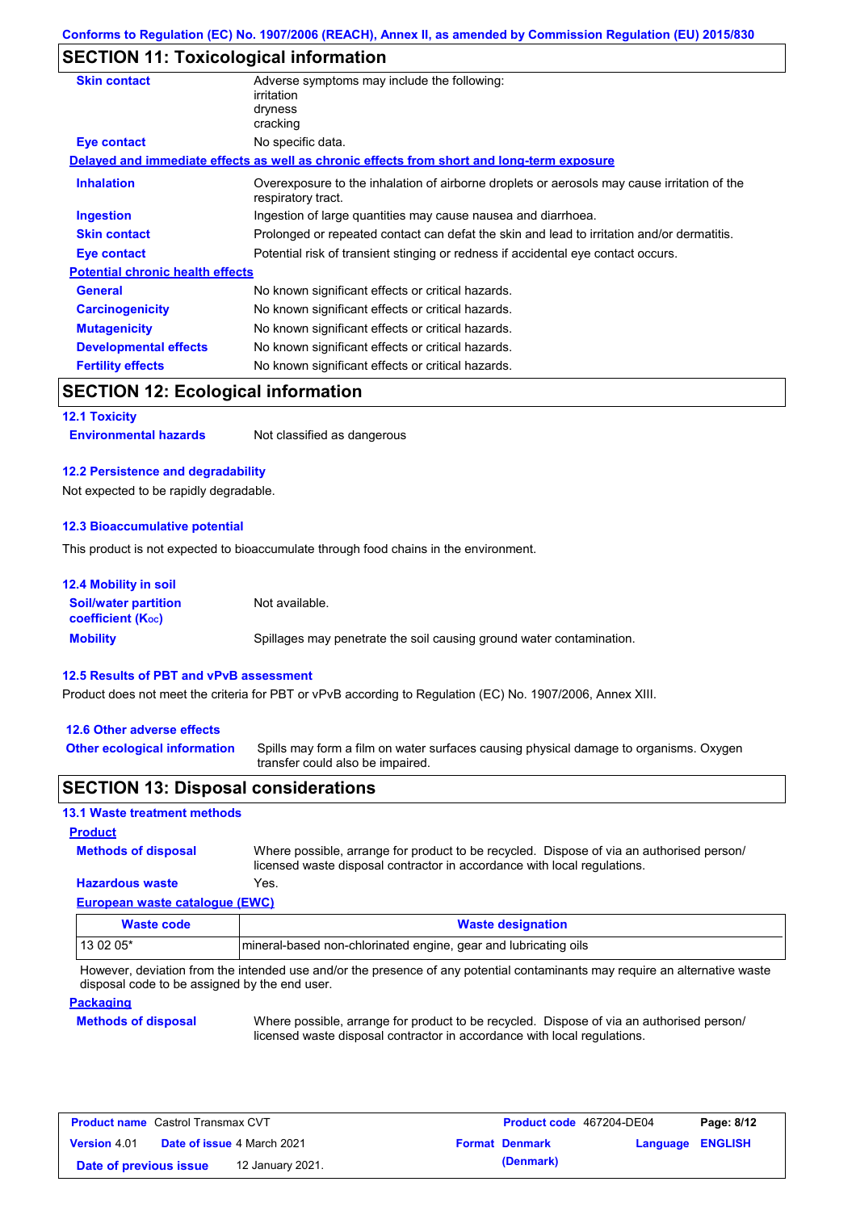## SECTION 11: Toxicological information

| | |
|---|---|
| **Skin contact** | Adverse symptoms may include the following:<br>irritation<br>dryness<br>cracking |
| **Eye contact** | No specific data. |

**Delayed and immediate effects as well as chronic effects from short and long-term exposure**

| | |
|---|---|
| **Inhalation** | Overexposure to the inhalation of airborne droplets or aerosols may cause irritation of the respiratory tract. |
| **Ingestion** | Ingestion of large quantities may cause nausea and diarrhoea. |
| **Skin contact** | Prolonged or repeated contact can defat the skin and lead to irritation and/or dermatitis. |
| **Eye contact** | Potential risk of transient stinging or redness if accidental eye contact occurs. |

**Potential chronic health effects**

| | |
|---|---|
| **General** | No known significant effects or critical hazards. |
| **Carcinogenicity** | No known significant effects or critical hazards. |
| **Mutagenicity** | No known significant effects or critical hazards. |
| **Developmental effects** | No known significant effects or critical hazards. |
| **Fertility effects** | No known significant effects or critical hazards. |

## SECTION 12: Ecological information

### 12.1 Toxicity

**Environmental hazards** Not classified as dangerous

### 12.2 Persistence and degradability

Not expected to be rapidly degradable.

### 12.3 Bioaccumulative potential

This product is not expected to bioaccumulate through food chains in the environment.

### 12.4 Mobility in soil

| | |
|---|---|
| **Soil/water partition coefficient ($K_{OC}$)** | Not available. |
| **Mobility** | Spillages may penetrate the soil causing ground water contamination. |

### 12.5 Results of PBT and vPvB assessment

Product does not meet the criteria for PBT or vPvB according to Regulation (EC) No. 1907/2006, Annex XIII.

### 12.6 Other adverse effects

**Other ecological information** Spills may form a film on water surfaces causing physical damage to organisms. Oxygen transfer could also be impaired.

## SECTION 13: Disposal considerations

### 13.1 Waste treatment methods

**Product**

| | |
|---|---|
| **Methods of disposal** | Where possible, arrange for product to be recycled. Dispose of via an authorised person/ licensed waste disposal contractor in accordance with local regulations. |
| **Hazardous waste** | Yes. |

**European waste catalogue (EWC)**

| Waste code | Waste designation |
|---|---|
| 13 02 05* | mineral-based non-chlorinated engine, gear and lubricating oils |

However, deviation from the intended use and/or the presence of any potential contaminants may require an alternative waste disposal code to be assigned by the end user.

**Packaging**

**Methods of disposal** Where possible, arrange for product to be recycled. Dispose of via an authorised person/ licensed waste disposal contractor in accordance with local regulations.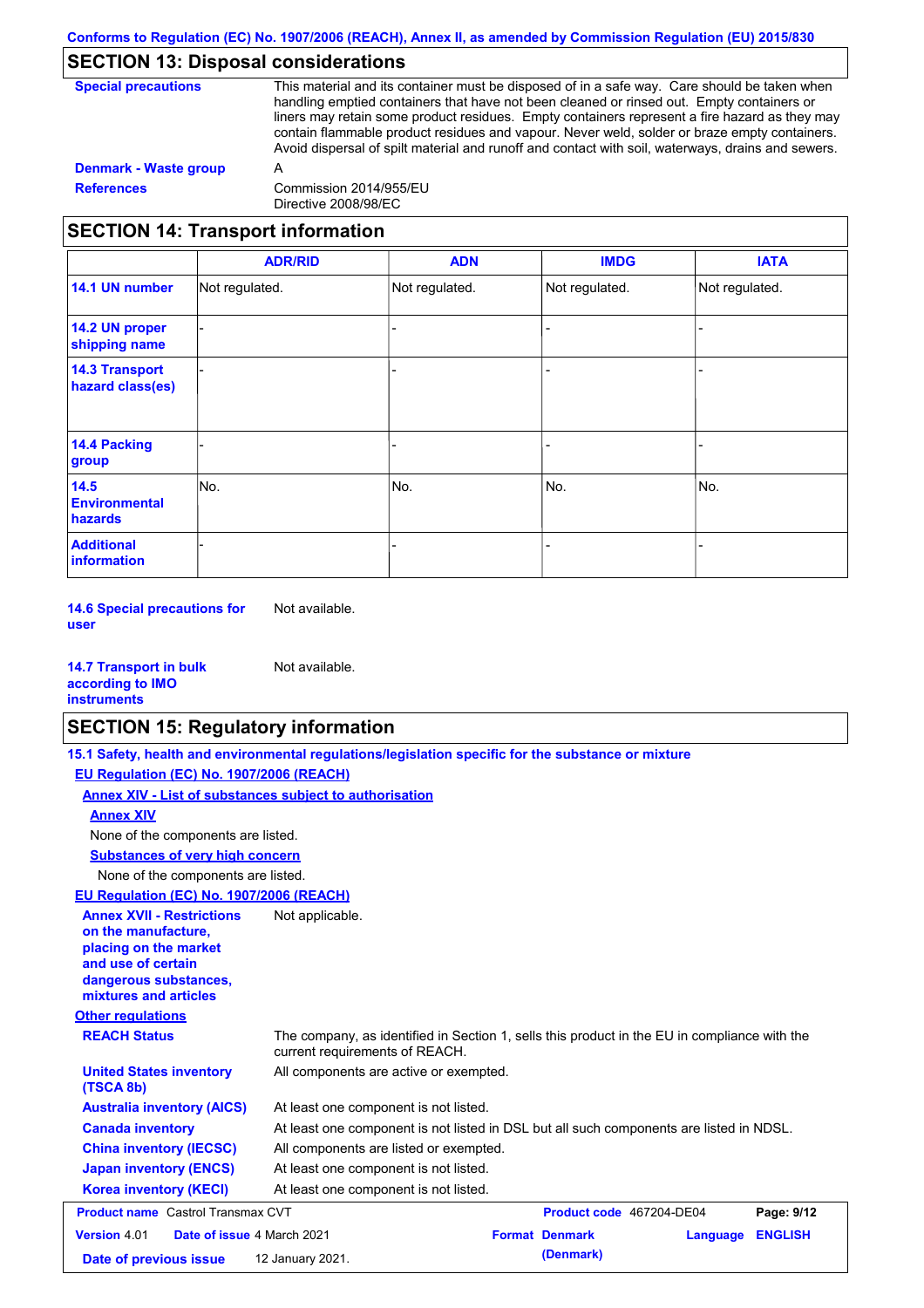## SECTION 13: Disposal considerations

**Special precautions**
This material and its container must be disposed of in a safe way. Care should be taken when handling emptied containers that have not been cleaned or rinsed out. Empty containers or liners may retain some product residues. Empty containers represent a fire hazard as they may contain flammable product residues and vapour. Never weld, solder or braze empty containers. Avoid dispersal of spilt material and runoff and contact with soil, waterways, drains and sewers.

**Denmark - Waste group**
A

**References**
Commission 2014/955/EU
Directive 2008/98/EC

## SECTION 14: Transport information

| | ADR/RID | ADN | IMDG | IATA |
|---|---|---|---|---|
| **14.1 UN number** | Not regulated. | Not regulated. | Not regulated. | Not regulated. |
| **14.2 UN proper shipping name** | - | - | - | - |
| **14.3 Transport hazard class(es)** | - | - | - | - |
| **14.4 Packing group** | - | - | - | - |
| **14.5 Environmental hazards** | No. | No. | No. | No. |
| **Additional information** | - | - | - | - |

**14.6 Special precautions for user**
Not available.

**14.7 Transport in bulk according to IMO instruments**
Not available.

## SECTION 15: Regulatory information

**15.1 Safety, health and environmental regulations/legislation specific for the substance or mixture**

**EU Regulation (EC) No. 1907/2006 (REACH)**

**Annex XIV - List of substances subject to authorisation**

**Annex XIV**

None of the components are listed.

**Substances of very high concern**

None of the components are listed.

**EU Regulation (EC) No. 1907/2006 (REACH)**

**Annex XVII - Restrictions on the manufacture, placing on the market and use of certain dangerous substances, mixtures and articles**
Not applicable.

**Other regulations**

**REACH Status**
The company, as identified in Section 1, sells this product in the EU in compliance with the current requirements of REACH.

**United States inventory (TSCA 8b)**
All components are active or exempted.

**Australia inventory (AICS)**
At least one component is not listed.

**Canada inventory**
At least one component is not listed in DSL but all such components are listed in NDSL.

**China inventory (IECSC)**
All components are listed or exempted.

**Japan inventory (ENCS)**
At least one component is not listed.

**Korea inventory (KECI)**
At least one component is not listed.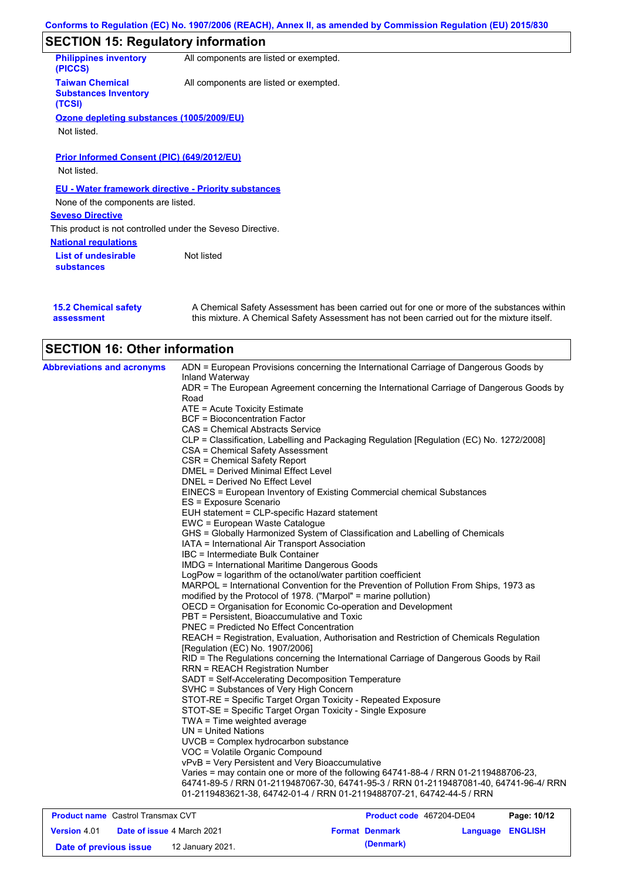## SECTION 15: Regulatory information

| | |
|---|---|
| **Philippines inventory (PICCS)** | All components are listed or exempted. |
| **Taiwan Chemical Substances Inventory (TCSI)** | All components are listed or exempted. |

**Ozone depleting substances (1005/2009/EU)**

Not listed.

**Prior Informed Consent (PIC) (649/2012/EU)**

Not listed.

**EU - Water framework directive - Priority substances**

None of the components are listed.

**Seveso Directive**

This product is not controlled under the Seveso Directive.

**National regulations**

| | |
|---|---|
| **List of undesirable substances** | Not listed |

| | |
|---|---|
| **15.2 Chemical safety assessment** | A Chemical Safety Assessment has been carried out for one or more of the substances within this mixture. A Chemical Safety Assessment has not been carried out for the mixture itself. |

## SECTION 16: Other information

**Abbreviations and acronyms**

ADN = European Provisions concerning the International Carriage of Dangerous Goods by Inland Waterway
ADR = The European Agreement concerning the International Carriage of Dangerous Goods by Road
ATE = Acute Toxicity Estimate
BCF = Bioconcentration Factor
CAS = Chemical Abstracts Service
CLP = Classification, Labelling and Packaging Regulation [Regulation (EC) No. 1272/2008]
CSA = Chemical Safety Assessment
CSR = Chemical Safety Report
DMEL = Derived Minimal Effect Level
DNEL = Derived No Effect Level
EINECS = European Inventory of Existing Commercial chemical Substances
ES = Exposure Scenario
EUH statement = CLP-specific Hazard statement
EWC = European Waste Catalogue
GHS = Globally Harmonized System of Classification and Labelling of Chemicals
IATA = International Air Transport Association
IBC = Intermediate Bulk Container
IMDG = International Maritime Dangerous Goods
LogPow = logarithm of the octanol/water partition coefficient
MARPOL = International Convention for the Prevention of Pollution From Ships, 1973 as modified by the Protocol of 1978. ("Marpol" = marine pollution)
OECD = Organisation for Economic Co-operation and Development
PBT = Persistent, Bioaccumulative and Toxic
PNEC = Predicted No Effect Concentration
REACH = Registration, Evaluation, Authorisation and Restriction of Chemicals Regulation [Regulation (EC) No. 1907/2006]
RID = The Regulations concerning the International Carriage of Dangerous Goods by Rail
RRN = REACH Registration Number
SADT = Self-Accelerating Decomposition Temperature
SVHC = Substances of Very High Concern
STOT-RE = Specific Target Organ Toxicity - Repeated Exposure
STOT-SE = Specific Target Organ Toxicity - Single Exposure
TWA = Time weighted average
UN = United Nations
UVCB = Complex hydrocarbon substance
VOC = Volatile Organic Compound
vPvB = Very Persistent and Very Bioaccumulative
Varies = may contain one or more of the following 64741-88-4 / RRN 01-2119488706-23, 64741-89-5 / RRN 01-2119487067-30, 64741-95-3 / RRN 01-2119487081-40, 64741-96-4/ RRN 01-2119483621-38, 64742-01-4 / RRN 01-2119488707-21, 64742-44-5 / RRN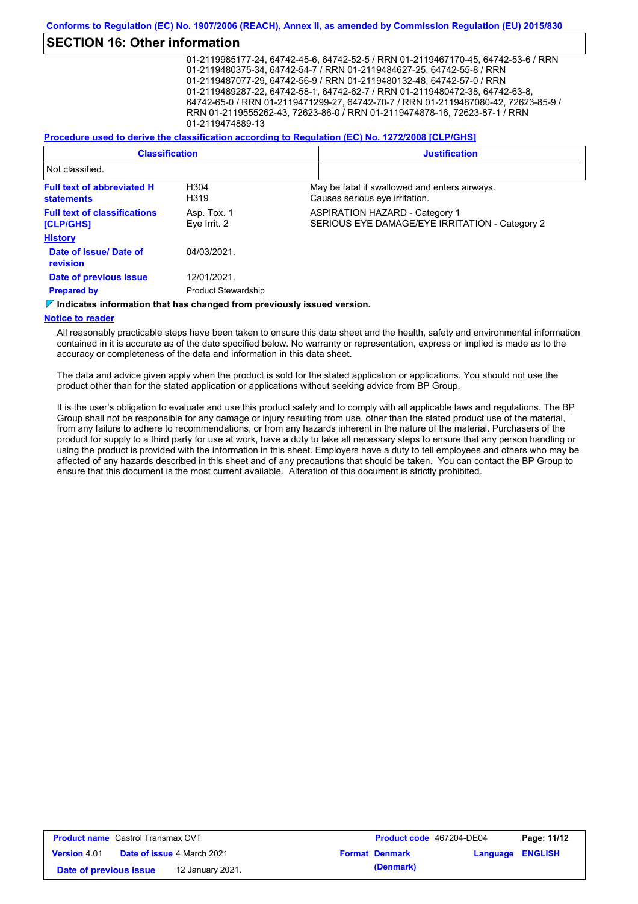## SECTION 16: Other information

01-2119985177-24, 64742-45-6, 64742-52-5 / RRN 01-2119467170-45, 64742-53-6 / RRN 01-2119480375-34, 64742-54-7 / RRN 01-2119484627-25, 64742-55-8 / RRN 01-2119487077-29, 64742-56-9 / RRN 01-2119480132-48, 64742-57-0 / RRN 01-2119489287-22, 64742-58-1, 64742-62-7 / RRN 01-2119480472-38, 64742-63-8, 64742-65-0 / RRN 01-2119471299-27, 64742-70-7 / RRN 01-2119487080-42, 72623-85-9 / RRN 01-2119555262-43, 72623-86-0 / RRN 01-2119474878-16, 72623-87-1 / RRN 01-2119474889-13

**Procedure used to derive the classification according to Regulation (EC) No. 1272/2008 [CLP/GHS]**

| Classification | Justification |
| --- | --- |
| Not classified. | |

| | | |
| --- | --- | --- |
| **Full text of abbreviated H statements** | H304 | May be fatal if swallowed and enters airways. |
| | H319 | Causes serious eye irritation. |
| **Full text of classifications [CLP/GHS]** | Asp. Tox. 1 | ASPIRATION HAZARD - Category 1 |
| | Eye Irrit. 2 | SERIOUS EYE DAMAGE/EYE IRRITATION - Category 2 |

**History**

| | |
| --- | --- |
| **Date of issue/ Date of revision** | 04/03/2021. |
| **Date of previous issue** | 12/01/2021. |
| **Prepared by** | Product Stewardship |

**Indicates information that has changed from previously issued version.**

**Notice to reader**

All reasonably practicable steps have been taken to ensure this data sheet and the health, safety and environmental information contained in it is accurate as of the date specified below. No warranty or representation, express or implied is made as to the accuracy or completeness of the data and information in this data sheet.

The data and advice given apply when the product is sold for the stated application or applications. You should not use the product other than for the stated application or applications without seeking advice from BP Group.

It is the user's obligation to evaluate and use this product safely and to comply with all applicable laws and regulations. The BP Group shall not be responsible for any damage or injury resulting from use, other than the stated product use of the material, from any failure to adhere to recommendations, or from any hazards inherent in the nature of the material. Purchasers of the product for supply to a third party for use at work, have a duty to take all necessary steps to ensure that any person handling or using the product is provided with the information in this sheet. Employers have a duty to tell employees and others who may be affected of any hazards described in this sheet and of any precautions that should be taken. You can contact the BP Group to ensure that this document is the most current available. Alteration of this document is strictly prohibited.